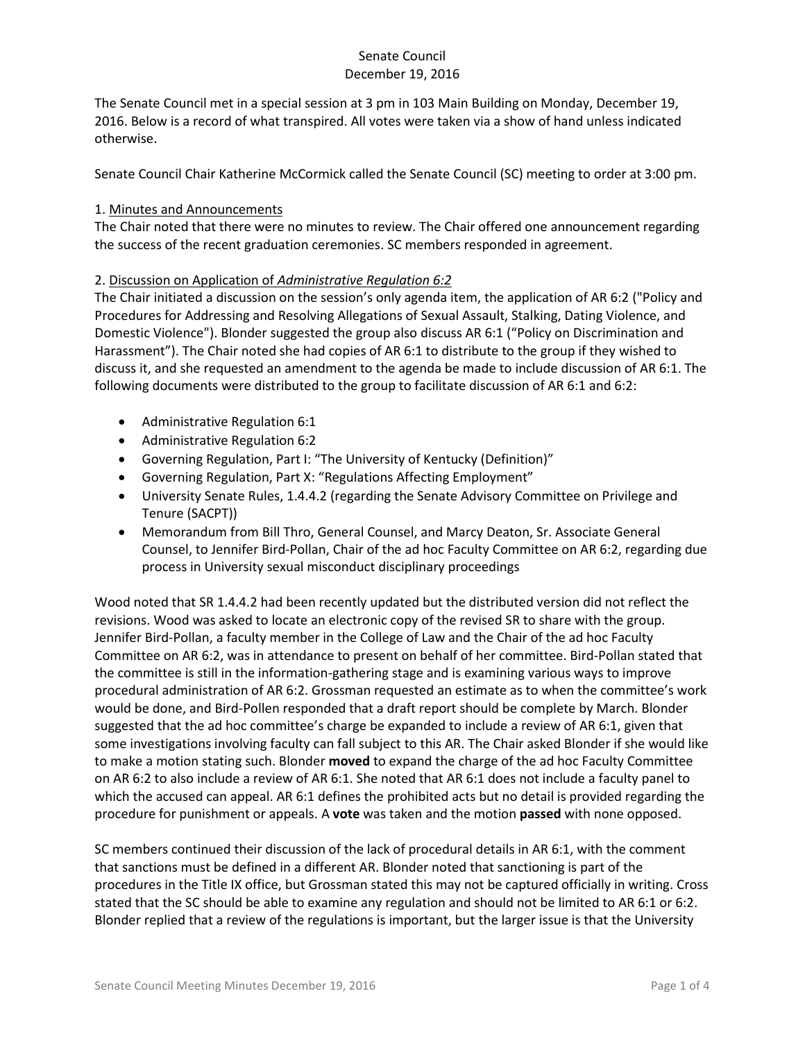# Senate Council
# December 19, 2016

The Senate Council met in a special session at 3 pm in 103 Main Building on Monday, December 19, 2016. Below is a record of what transpired. All votes were taken via a show of hand unless indicated otherwise.

Senate Council Chair Katherine McCormick called the Senate Council (SC) meeting to order at 3:00 pm.

1. <u>Minutes and Announcements</u>

The Chair noted that there were no minutes to review. The Chair offered one announcement regarding the success of the recent graduation ceremonies. SC members responded in agreement.

2. <u>Discussion on Application of *Administrative Regulation 6:2*</u>

The Chair initiated a discussion on the session's only agenda item, the application of AR 6:2 ("Policy and Procedures for Addressing and Resolving Allegations of Sexual Assault, Stalking, Dating Violence, and Domestic Violence"). Blonder suggested the group also discuss AR 6:1 ("Policy on Discrimination and Harassment"). The Chair noted she had copies of AR 6:1 to distribute to the group if they wished to discuss it, and she requested an amendment to the agenda be made to include discussion of AR 6:1. The following documents were distributed to the group to facilitate discussion of AR 6:1 and 6:2:

- Administrative Regulation 6:1
- Administrative Regulation 6:2
- Governing Regulation, Part I: "The University of Kentucky (Definition)"
- Governing Regulation, Part X: "Regulations Affecting Employment"
- University Senate Rules, 1.4.4.2 (regarding the Senate Advisory Committee on Privilege and Tenure (SACPT))
- Memorandum from Bill Thro, General Counsel, and Marcy Deaton, Sr. Associate General Counsel, to Jennifer Bird-Pollan, Chair of the ad hoc Faculty Committee on AR 6:2, regarding due process in University sexual misconduct disciplinary proceedings

Wood noted that SR 1.4.4.2 had been recently updated but the distributed version did not reflect the revisions. Wood was asked to locate an electronic copy of the revised SR to share with the group. Jennifer Bird-Pollan, a faculty member in the College of Law and the Chair of the ad hoc Faculty Committee on AR 6:2, was in attendance to present on behalf of her committee. Bird-Pollan stated that the committee is still in the information-gathering stage and is examining various ways to improve procedural administration of AR 6:2. Grossman requested an estimate as to when the committee's work would be done, and Bird-Pollen responded that a draft report should be complete by March. Blonder suggested that the ad hoc committee's charge be expanded to include a review of AR 6:1, given that some investigations involving faculty can fall subject to this AR. The Chair asked Blonder if she would like to make a motion stating such. Blonder **moved** to expand the charge of the ad hoc Faculty Committee on AR 6:2 to also include a review of AR 6:1. She noted that AR 6:1 does not include a faculty panel to which the accused can appeal. AR 6:1 defines the prohibited acts but no detail is provided regarding the procedure for punishment or appeals. A **vote** was taken and the motion **passed** with none opposed.

SC members continued their discussion of the lack of procedural details in AR 6:1, with the comment that sanctions must be defined in a different AR. Blonder noted that sanctioning is part of the procedures in the Title IX office, but Grossman stated this may not be captured officially in writing. Cross stated that the SC should be able to examine any regulation and should not be limited to AR 6:1 or 6:2. Blonder replied that a review of the regulations is important, but the larger issue is that the University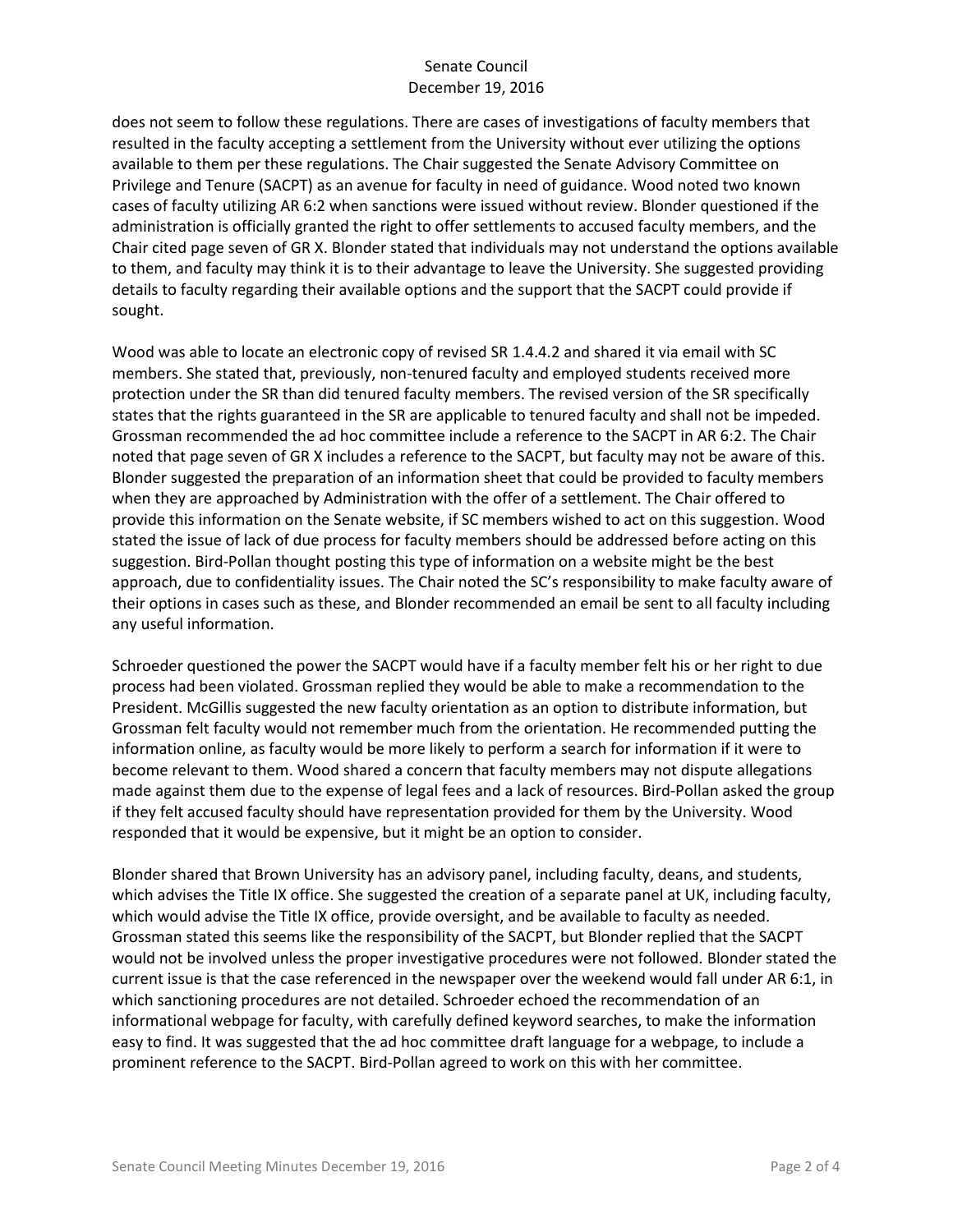does not seem to follow these regulations. There are cases of investigations of faculty members that resulted in the faculty accepting a settlement from the University without ever utilizing the options available to them per these regulations. The Chair suggested the Senate Advisory Committee on Privilege and Tenure (SACPT) as an avenue for faculty in need of guidance. Wood noted two known cases of faculty utilizing AR 6:2 when sanctions were issued without review. Blonder questioned if the administration is officially granted the right to offer settlements to accused faculty members, and the Chair cited page seven of GR X. Blonder stated that individuals may not understand the options available to them, and faculty may think it is to their advantage to leave the University. She suggested providing details to faculty regarding their available options and the support that the SACPT could provide if sought.

Wood was able to locate an electronic copy of revised SR 1.4.4.2 and shared it via email with SC members. She stated that, previously, non-tenured faculty and employed students received more protection under the SR than did tenured faculty members. The revised version of the SR specifically states that the rights guaranteed in the SR are applicable to tenured faculty and shall not be impeded. Grossman recommended the ad hoc committee include a reference to the SACPT in AR 6:2. The Chair noted that page seven of GR X includes a reference to the SACPT, but faculty may not be aware of this. Blonder suggested the preparation of an information sheet that could be provided to faculty members when they are approached by Administration with the offer of a settlement. The Chair offered to provide this information on the Senate website, if SC members wished to act on this suggestion. Wood stated the issue of lack of due process for faculty members should be addressed before acting on this suggestion. Bird-Pollan thought posting this type of information on a website might be the best approach, due to confidentiality issues. The Chair noted the SC's responsibility to make faculty aware of their options in cases such as these, and Blonder recommended an email be sent to all faculty including any useful information.

Schroeder questioned the power the SACPT would have if a faculty member felt his or her right to due process had been violated. Grossman replied they would be able to make a recommendation to the President. McGillis suggested the new faculty orientation as an option to distribute information, but Grossman felt faculty would not remember much from the orientation. He recommended putting the information online, as faculty would be more likely to perform a search for information if it were to become relevant to them. Wood shared a concern that faculty members may not dispute allegations made against them due to the expense of legal fees and a lack of resources. Bird-Pollan asked the group if they felt accused faculty should have representation provided for them by the University. Wood responded that it would be expensive, but it might be an option to consider.

Blonder shared that Brown University has an advisory panel, including faculty, deans, and students, which advises the Title IX office. She suggested the creation of a separate panel at UK, including faculty, which would advise the Title IX office, provide oversight, and be available to faculty as needed. Grossman stated this seems like the responsibility of the SACPT, but Blonder replied that the SACPT would not be involved unless the proper investigative procedures were not followed. Blonder stated the current issue is that the case referenced in the newspaper over the weekend would fall under AR 6:1, in which sanctioning procedures are not detailed. Schroeder echoed the recommendation of an informational webpage for faculty, with carefully defined keyword searches, to make the information easy to find. It was suggested that the ad hoc committee draft language for a webpage, to include a prominent reference to the SACPT. Bird-Pollan agreed to work on this with her committee.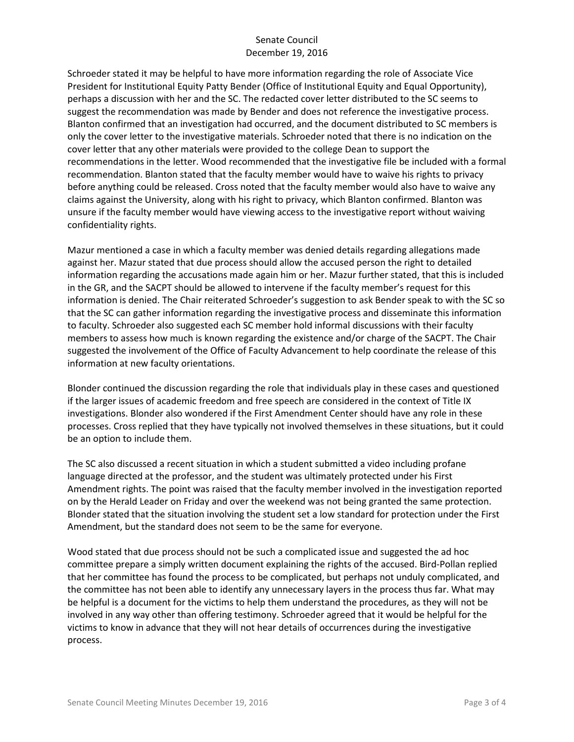Schroeder stated it may be helpful to have more information regarding the role of Associate Vice President for Institutional Equity Patty Bender (Office of Institutional Equity and Equal Opportunity), perhaps a discussion with her and the SC. The redacted cover letter distributed to the SC seems to suggest the recommendation was made by Bender and does not reference the investigative process. Blanton confirmed that an investigation had occurred, and the document distributed to SC members is only the cover letter to the investigative materials. Schroeder noted that there is no indication on the cover letter that any other materials were provided to the college Dean to support the recommendations in the letter. Wood recommended that the investigative file be included with a formal recommendation. Blanton stated that the faculty member would have to waive his rights to privacy before anything could be released. Cross noted that the faculty member would also have to waive any claims against the University, along with his right to privacy, which Blanton confirmed. Blanton was unsure if the faculty member would have viewing access to the investigative report without waiving confidentiality rights.

Mazur mentioned a case in which a faculty member was denied details regarding allegations made against her. Mazur stated that due process should allow the accused person the right to detailed information regarding the accusations made again him or her. Mazur further stated, that this is included in the GR, and the SACPT should be allowed to intervene if the faculty member's request for this information is denied. The Chair reiterated Schroeder's suggestion to ask Bender speak to with the SC so that the SC can gather information regarding the investigative process and disseminate this information to faculty. Schroeder also suggested each SC member hold informal discussions with their faculty members to assess how much is known regarding the existence and/or charge of the SACPT. The Chair suggested the involvement of the Office of Faculty Advancement to help coordinate the release of this information at new faculty orientations.

Blonder continued the discussion regarding the role that individuals play in these cases and questioned if the larger issues of academic freedom and free speech are considered in the context of Title IX investigations. Blonder also wondered if the First Amendment Center should have any role in these processes. Cross replied that they have typically not involved themselves in these situations, but it could be an option to include them.

The SC also discussed a recent situation in which a student submitted a video including profane language directed at the professor, and the student was ultimately protected under his First Amendment rights. The point was raised that the faculty member involved in the investigation reported on by the Herald Leader on Friday and over the weekend was not being granted the same protection. Blonder stated that the situation involving the student set a low standard for protection under the First Amendment, but the standard does not seem to be the same for everyone.

Wood stated that due process should not be such a complicated issue and suggested the ad hoc committee prepare a simply written document explaining the rights of the accused. Bird-Pollan replied that her committee has found the process to be complicated, but perhaps not unduly complicated, and the committee has not been able to identify any unnecessary layers in the process thus far. What may be helpful is a document for the victims to help them understand the procedures, as they will not be involved in any way other than offering testimony. Schroeder agreed that it would be helpful for the victims to know in advance that they will not hear details of occurrences during the investigative process.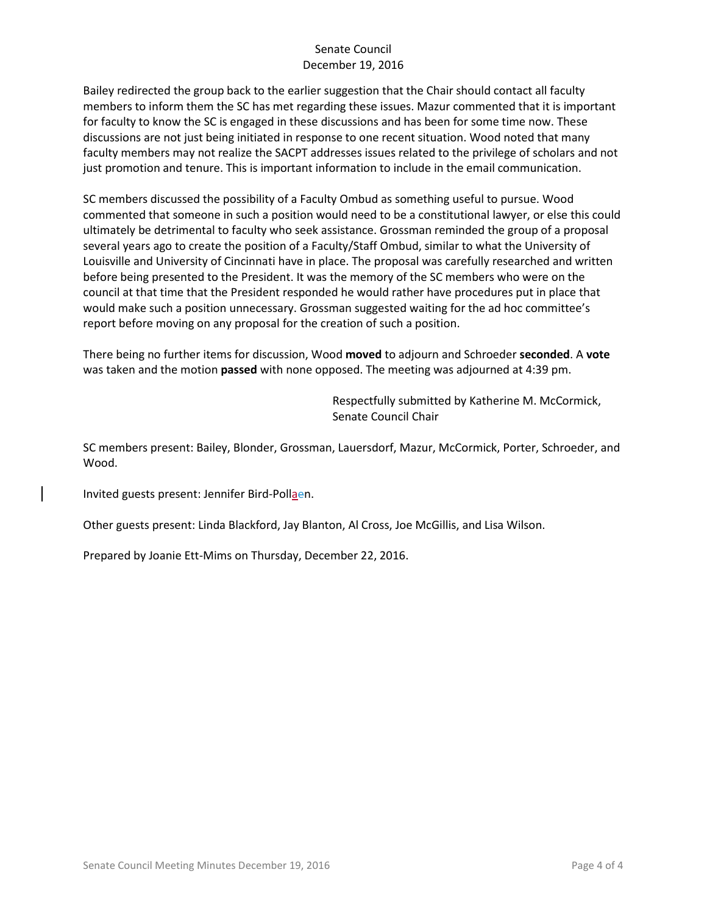Bailey redirected the group back to the earlier suggestion that the Chair should contact all faculty members to inform them the SC has met regarding these issues. Mazur commented that it is important for faculty to know the SC is engaged in these discussions and has been for some time now. These discussions are not just being initiated in response to one recent situation. Wood noted that many faculty members may not realize the SACPT addresses issues related to the privilege of scholars and not just promotion and tenure. This is important information to include in the email communication.

SC members discussed the possibility of a Faculty Ombud as something useful to pursue. Wood commented that someone in such a position would need to be a constitutional lawyer, or else this could ultimately be detrimental to faculty who seek assistance. Grossman reminded the group of a proposal several years ago to create the position of a Faculty/Staff Ombud, similar to what the University of Louisville and University of Cincinnati have in place. The proposal was carefully researched and written before being presented to the President. It was the memory of the SC members who were on the council at that time that the President responded he would rather have procedures put in place that would make such a position unnecessary. Grossman suggested waiting for the ad hoc committee's report before moving on any proposal for the creation of such a position.

There being no further items for discussion, Wood **moved** to adjourn and Schroeder **seconded**. A **vote** was taken and the motion **passed** with none opposed. The meeting was adjourned at 4:39 pm.

Respectfully submitted by Katherine M. McCormick,
Senate Council Chair

SC members present: Bailey, Blonder, Grossman, Lauersdorf, Mazur, McCormick, Porter, Schroeder, and Wood.

Invited guests present: Jennifer Bird-Pollaen.

Other guests present: Linda Blackford, Jay Blanton, Al Cross, Joe McGillis, and Lisa Wilson.

Prepared by Joanie Ett-Mims on Thursday, December 22, 2016.